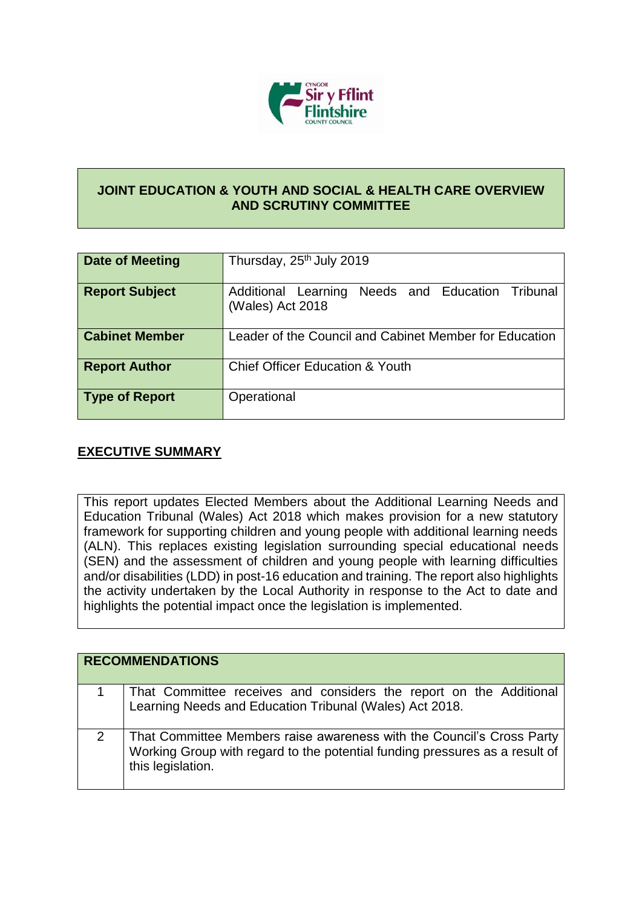# JOINT EDUCATION & YOUTH AND SOCIAL & HEALTH CARE OVERVIEW AND SCRUTINY COMMITTEE

| | |
|---|---|
| **Date of Meeting** | Thursday, 25th July 2019 |
| **Report Subject** | Additional Learning Needs and Education Tribunal (Wales) Act 2018 |
| **Cabinet Member** | Leader of the Council and Cabinet Member for Education |
| **Report Author** | Chief Officer Education & Youth |
| **Type of Report** | Operational |

## EXECUTIVE SUMMARY

This report updates Elected Members about the Additional Learning Needs and Education Tribunal (Wales) Act 2018 which makes provision for a new statutory framework for supporting children and young people with additional learning needs (ALN). This replaces existing legislation surrounding special educational needs (SEN) and the assessment of children and young people with learning difficulties and/or disabilities (LDD) in post-16 education and training. The report also highlights the activity undertaken by the Local Authority in response to the Act to date and highlights the potential impact once the legislation is implemented.

| RECOMMENDATIONS | |
|---|---|
| 1 | That Committee receives and considers the report on the Additional Learning Needs and Education Tribunal (Wales) Act 2018. |
| 2 | That Committee Members raise awareness with the Council's Cross Party Working Group with regard to the potential funding pressures as a result of this legislation. |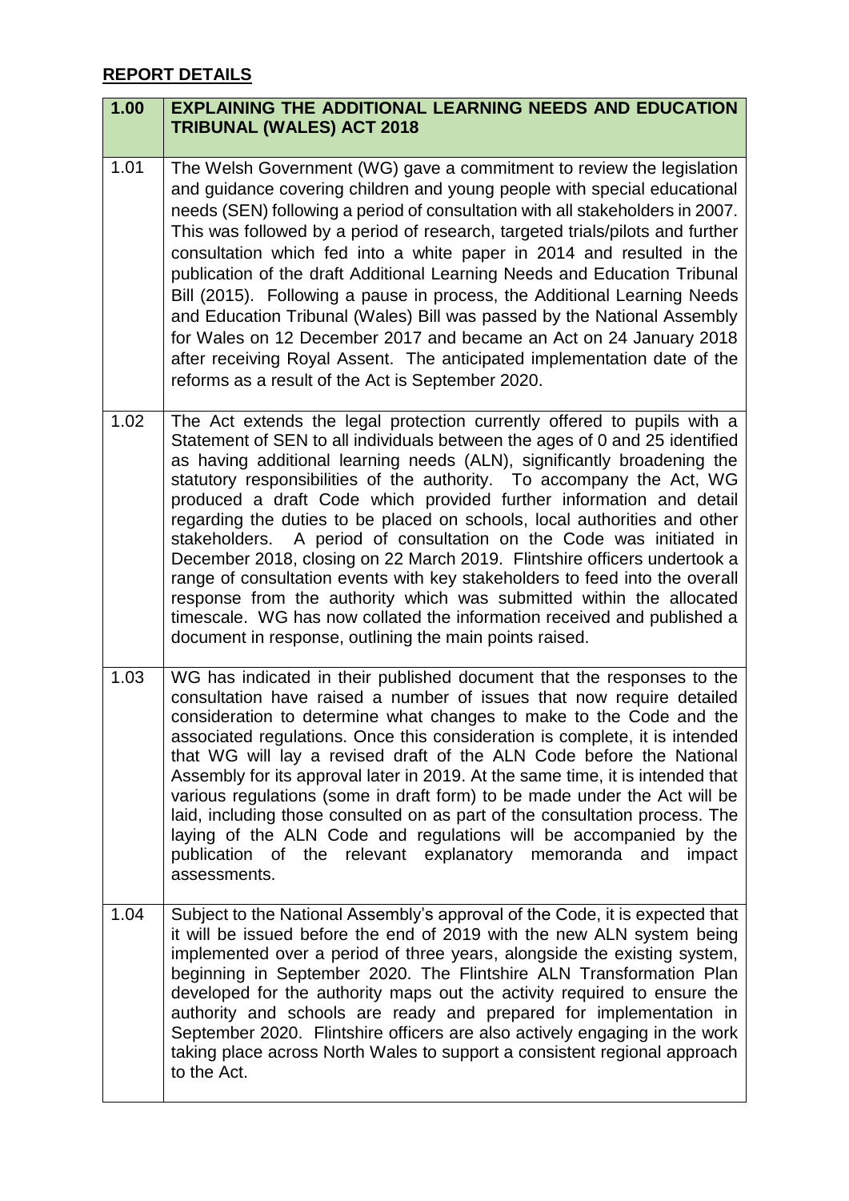## REPORT DETAILS

| 1.00 | EXPLAINING THE ADDITIONAL LEARNING NEEDS AND EDUCATION TRIBUNAL (WALES) ACT 2018 |
|---|---|
| 1.01 | The Welsh Government (WG) gave a commitment to review the legislation and guidance covering children and young people with special educational needs (SEN) following a period of consultation with all stakeholders in 2007. This was followed by a period of research, targeted trials/pilots and further consultation which fed into a white paper in 2014 and resulted in the publication of the draft Additional Learning Needs and Education Tribunal Bill (2015). Following a pause in process, the Additional Learning Needs and Education Tribunal (Wales) Bill was passed by the National Assembly for Wales on 12 December 2017 and became an Act on 24 January 2018 after receiving Royal Assent. The anticipated implementation date of the reforms as a result of the Act is September 2020. |
| 1.02 | The Act extends the legal protection currently offered to pupils with a Statement of SEN to all individuals between the ages of 0 and 25 identified as having additional learning needs (ALN), significantly broadening the statutory responsibilities of the authority. To accompany the Act, WG produced a draft Code which provided further information and detail regarding the duties to be placed on schools, local authorities and other stakeholders. A period of consultation on the Code was initiated in December 2018, closing on 22 March 2019. Flintshire officers undertook a range of consultation events with key stakeholders to feed into the overall response from the authority which was submitted within the allocated timescale. WG has now collated the information received and published a document in response, outlining the main points raised. |
| 1.03 | WG has indicated in their published document that the responses to the consultation have raised a number of issues that now require detailed consideration to determine what changes to make to the Code and the associated regulations. Once this consideration is complete, it is intended that WG will lay a revised draft of the ALN Code before the National Assembly for its approval later in 2019. At the same time, it is intended that various regulations (some in draft form) to be made under the Act will be laid, including those consulted on as part of the consultation process. The laying of the ALN Code and regulations will be accompanied by the publication of the relevant explanatory memoranda and impact assessments. |
| 1.04 | Subject to the National Assembly's approval of the Code, it is expected that it will be issued before the end of 2019 with the new ALN system being implemented over a period of three years, alongside the existing system, beginning in September 2020. The Flintshire ALN Transformation Plan developed for the authority maps out the activity required to ensure the authority and schools are ready and prepared for implementation in September 2020. Flintshire officers are also actively engaging in the work taking place across North Wales to support a consistent regional approach to the Act. |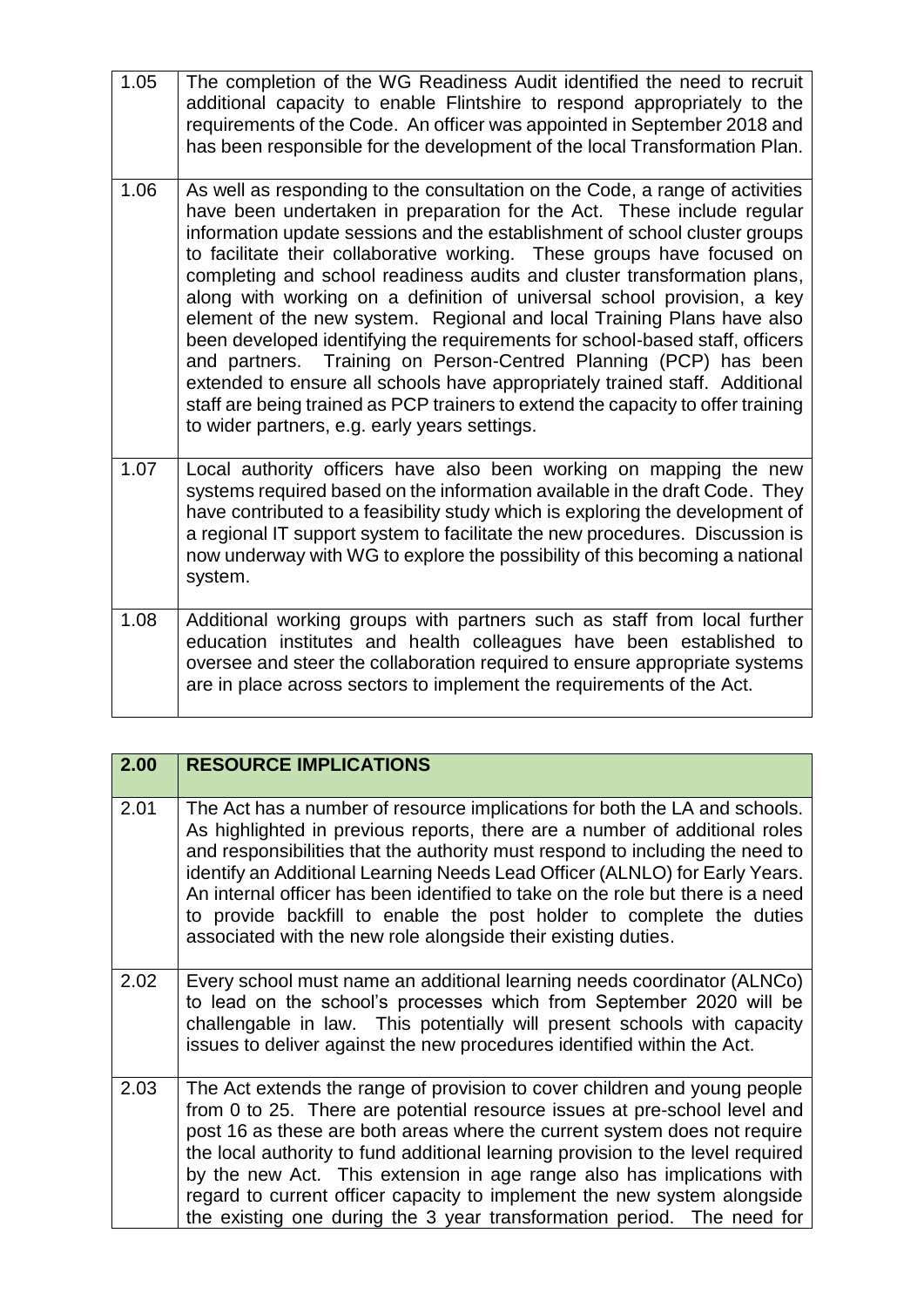| | |
|---|---|
| 1.05 | The completion of the WG Readiness Audit identified the need to recruit additional capacity to enable Flintshire to respond appropriately to the requirements of the Code. An officer was appointed in September 2018 and has been responsible for the development of the local Transformation Plan. |
| 1.06 | As well as responding to the consultation on the Code, a range of activities have been undertaken in preparation for the Act. These include regular information update sessions and the establishment of school cluster groups to facilitate their collaborative working. These groups have focused on completing and school readiness audits and cluster transformation plans, along with working on a definition of universal school provision, a key element of the new system. Regional and local Training Plans have also been developed identifying the requirements for school-based staff, officers and partners. Training on Person-Centred Planning (PCP) has been extended to ensure all schools have appropriately trained staff. Additional staff are being trained as PCP trainers to extend the capacity to offer training to wider partners, e.g. early years settings. |
| 1.07 | Local authority officers have also been working on mapping the new systems required based on the information available in the draft Code. They have contributed to a feasibility study which is exploring the development of a regional IT support system to facilitate the new procedures. Discussion is now underway with WG to explore the possibility of this becoming a national system. |
| 1.08 | Additional working groups with partners such as staff from local further education institutes and health colleagues have been established to oversee and steer the collaboration required to ensure appropriate systems are in place across sectors to implement the requirements of the Act. |

| **2.00** | **RESOURCE IMPLICATIONS** |
|---|---|
| 2.01 | The Act has a number of resource implications for both the LA and schools. As highlighted in previous reports, there are a number of additional roles and responsibilities that the authority must respond to including the need to identify an Additional Learning Needs Lead Officer (ALNLO) for Early Years. An internal officer has been identified to take on the role but there is a need to provide backfill to enable the post holder to complete the duties associated with the new role alongside their existing duties. |
| 2.02 | Every school must name an additional learning needs coordinator (ALNCo) to lead on the school's processes which from September 2020 will be challengable in law. This potentially will present schools with capacity issues to deliver against the new procedures identified within the Act. |
| 2.03 | The Act extends the range of provision to cover children and young people from 0 to 25. There are potential resource issues at pre-school level and post 16 as these are both areas where the current system does not require the local authority to fund additional learning provision to the level required by the new Act. This extension in age range also has implications with regard to current officer capacity to implement the new system alongside the existing one during the 3 year transformation period. The need for |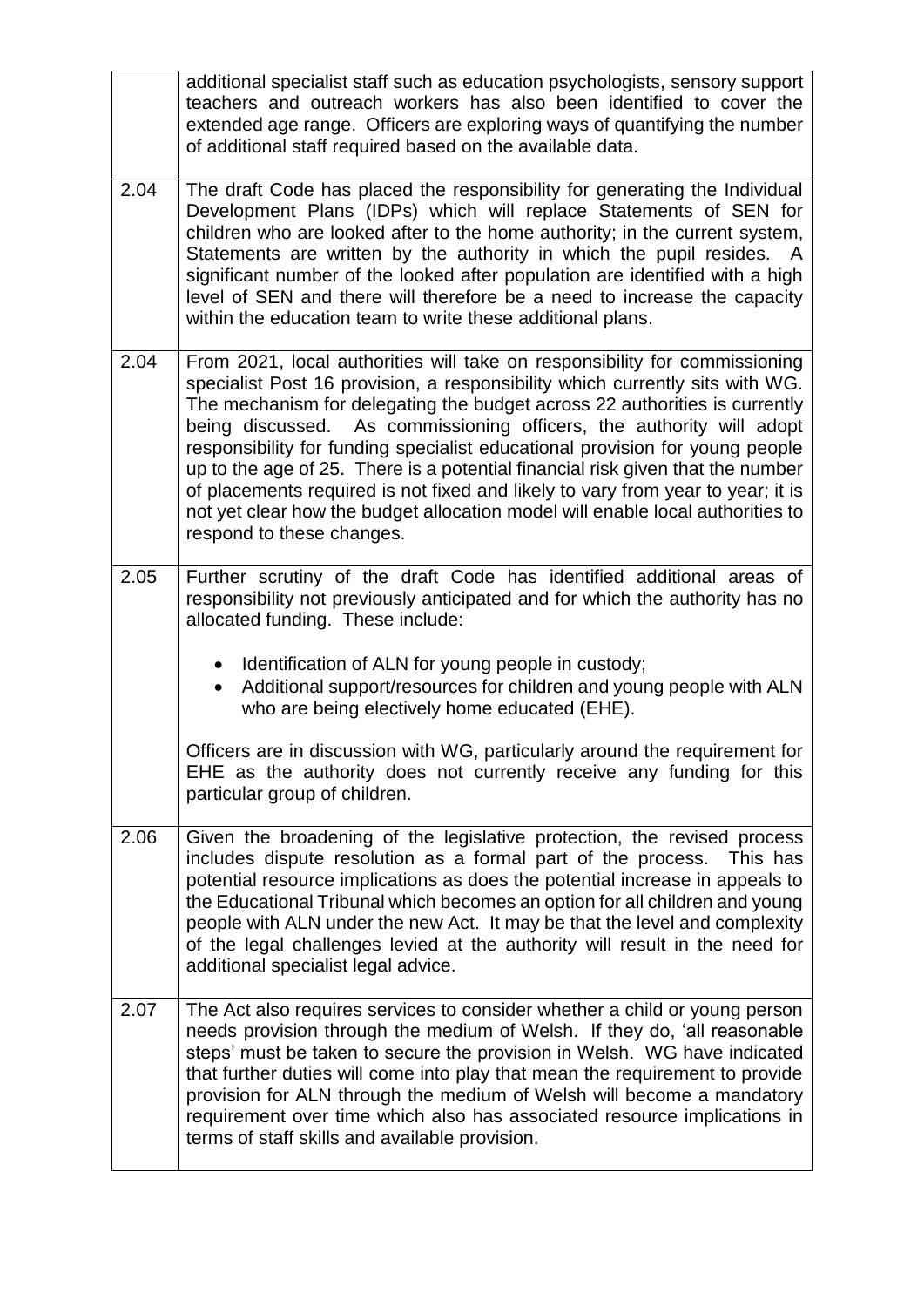| | |
|---|---|
| | additional specialist staff such as education psychologists, sensory support teachers and outreach workers has also been identified to cover the extended age range. Officers are exploring ways of quantifying the number of additional staff required based on the available data. |
| 2.04 | The draft Code has placed the responsibility for generating the Individual Development Plans (IDPs) which will replace Statements of SEN for children who are looked after to the home authority; in the current system, Statements are written by the authority in which the pupil resides. A significant number of the looked after population are identified with a high level of SEN and there will therefore be a need to increase the capacity within the education team to write these additional plans. |
| 2.04 | From 2021, local authorities will take on responsibility for commissioning specialist Post 16 provision, a responsibility which currently sits with WG. The mechanism for delegating the budget across 22 authorities is currently being discussed. As commissioning officers, the authority will adopt responsibility for funding specialist educational provision for young people up to the age of 25. There is a potential financial risk given that the number of placements required is not fixed and likely to vary from year to year; it is not yet clear how the budget allocation model will enable local authorities to respond to these changes. |
| 2.05 | Further scrutiny of the draft Code has identified additional areas of responsibility not previously anticipated and for which the authority has no allocated funding. These include:<br><br>• Identification of ALN for young people in custody;<br>• Additional support/resources for children and young people with ALN who are being electively home educated (EHE).<br><br>Officers are in discussion with WG, particularly around the requirement for EHE as the authority does not currently receive any funding for this particular group of children. |
| 2.06 | Given the broadening of the legislative protection, the revised process includes dispute resolution as a formal part of the process. This has potential resource implications as does the potential increase in appeals to the Educational Tribunal which becomes an option for all children and young people with ALN under the new Act. It may be that the level and complexity of the legal challenges levied at the authority will result in the need for additional specialist legal advice. |
| 2.07 | The Act also requires services to consider whether a child or young person needs provision through the medium of Welsh. If they do, 'all reasonable steps' must be taken to secure the provision in Welsh. WG have indicated that further duties will come into play that mean the requirement to provide provision for ALN through the medium of Welsh will become a mandatory requirement over time which also has associated resource implications in terms of staff skills and available provision. |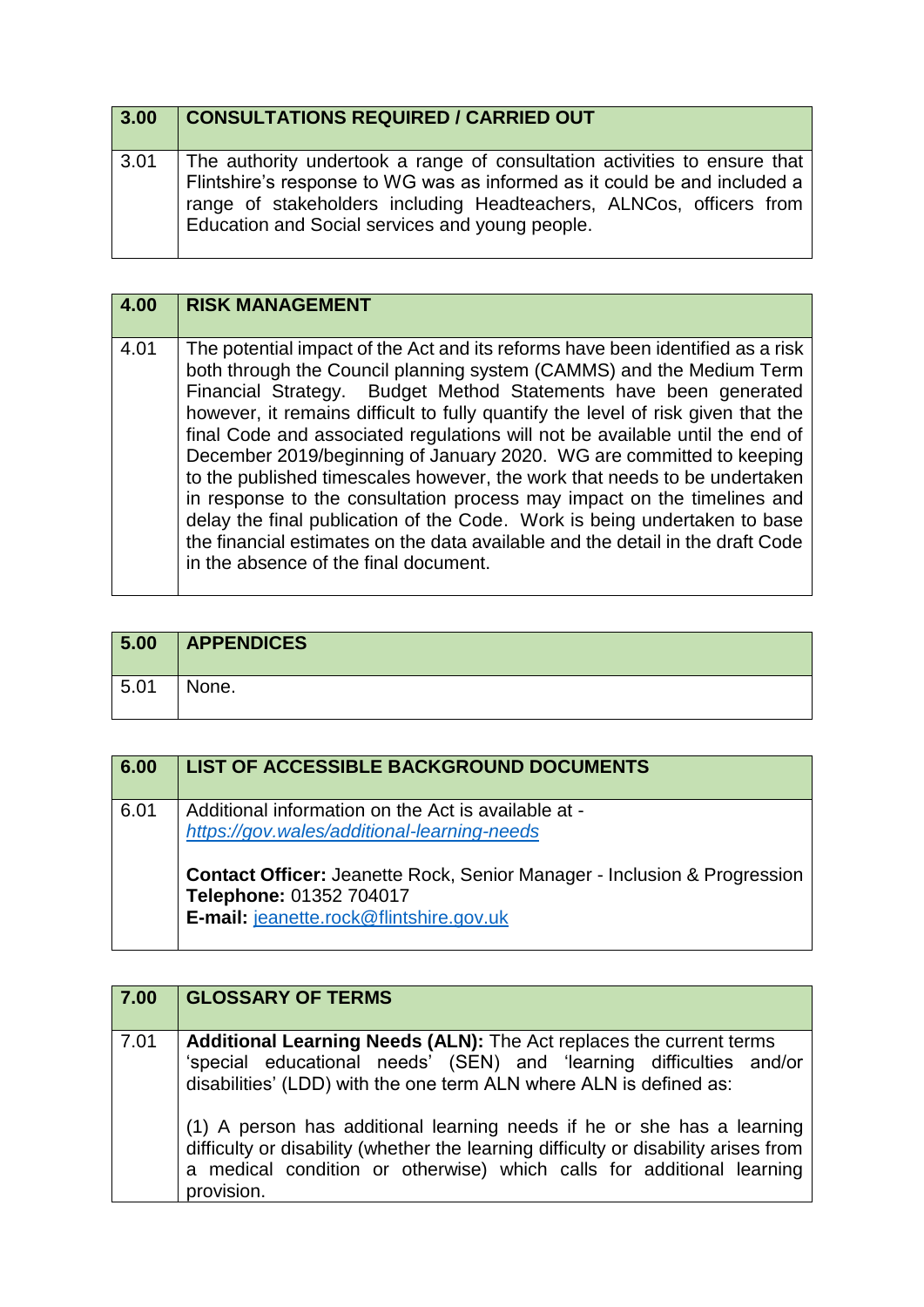| 3.00 | CONSULTATIONS REQUIRED / CARRIED OUT |
|---|---|
| 3.01 | The authority undertook a range of consultation activities to ensure that Flintshire's response to WG was as informed as it could be and included a range of stakeholders including Headteachers, ALNCos, officers from Education and Social services and young people. |

| 4.00 | RISK MANAGEMENT |
|---|---|
| 4.01 | The potential impact of the Act and its reforms have been identified as a risk both through the Council planning system (CAMMS) and the Medium Term Financial Strategy. Budget Method Statements have been generated however, it remains difficult to fully quantify the level of risk given that the final Code and associated regulations will not be available until the end of December 2019/beginning of January 2020. WG are committed to keeping to the published timescales however, the work that needs to be undertaken in response to the consultation process may impact on the timelines and delay the final publication of the Code. Work is being undertaken to base the financial estimates on the data available and the detail in the draft Code in the absence of the final document. |

| 5.00 | APPENDICES |
|---|---|
| 5.01 | None. |

| 6.00 | LIST OF ACCESSIBLE BACKGROUND DOCUMENTS |
|---|---|
| 6.01 | Additional information on the Act is available at - *https://gov.wales/additional-learning-needs*<br><br>**Contact Officer:** Jeanette Rock, Senior Manager - Inclusion & Progression<br>**Telephone:** 01352 704017<br>**E-mail:** jeanette.rock@flintshire.gov.uk |

| 7.00 | GLOSSARY OF TERMS |
|---|---|
| 7.01 | **Additional Learning Needs (ALN):** The Act replaces the current terms 'special educational needs' (SEN) and 'learning difficulties and/or disabilities' (LDD) with the one term ALN where ALN is defined as:<br><br>(1) A person has additional learning needs if he or she has a learning difficulty or disability (whether the learning difficulty or disability arises from a medical condition or otherwise) which calls for additional learning provision. |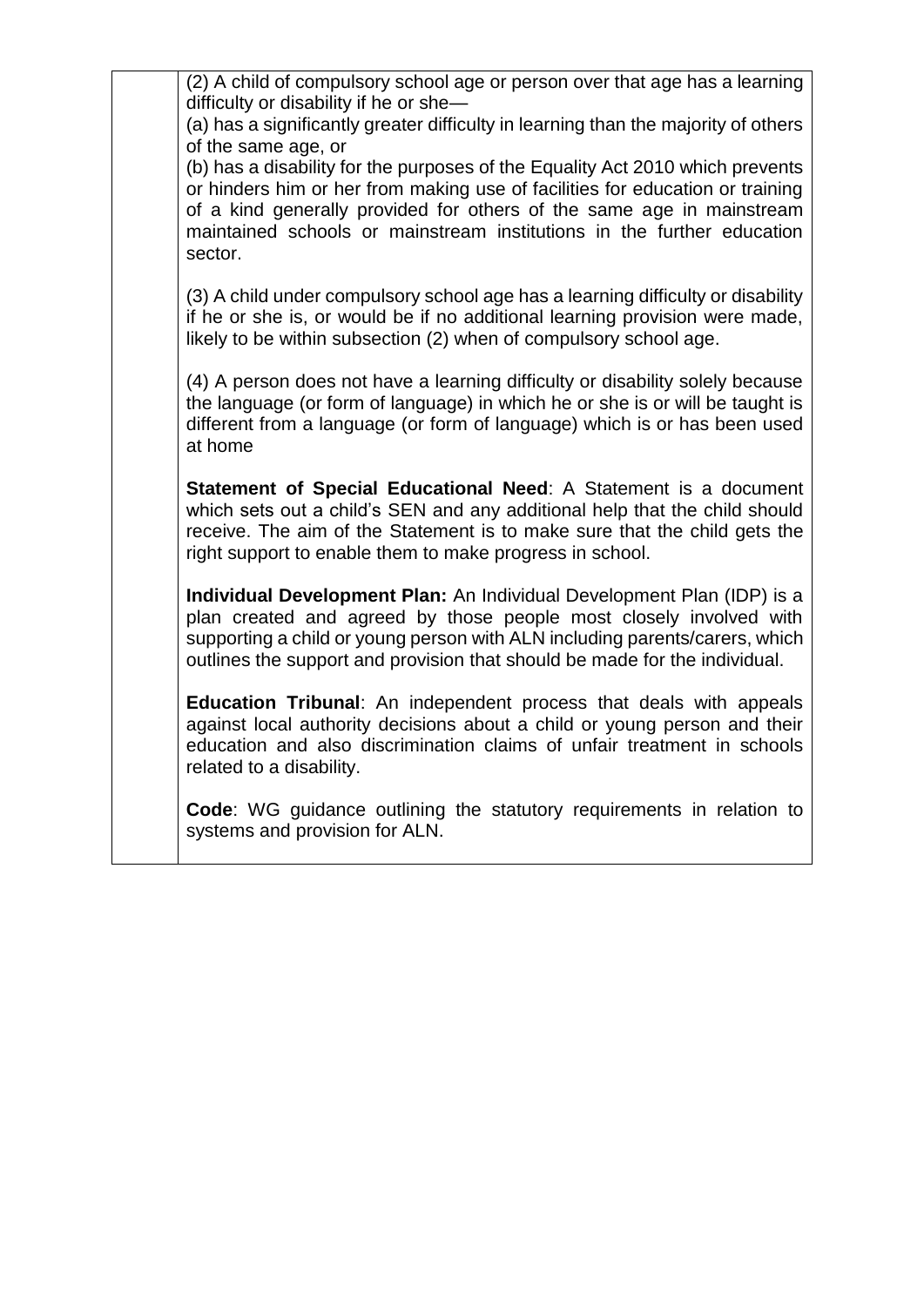| | |
|---|---|
| | (2) A child of compulsory school age or person over that age has a learning difficulty or disability if he or she—<br>(a) has a significantly greater difficulty in learning than the majority of others of the same age, or<br>(b) has a disability for the purposes of the Equality Act 2010 which prevents or hinders him or her from making use of facilities for education or training of a kind generally provided for others of the same age in mainstream maintained schools or mainstream institutions in the further education sector.<br><br>(3) A child under compulsory school age has a learning difficulty or disability if he or she is, or would be if no additional learning provision were made, likely to be within subsection (2) when of compulsory school age.<br><br>(4) A person does not have a learning difficulty or disability solely because the language (or form of language) in which he or she is or will be taught is different from a language (or form of language) which is or has been used at home<br><br>**Statement of Special Educational Need**: A Statement is a document which sets out a child's SEN and any additional help that the child should receive. The aim of the Statement is to make sure that the child gets the right support to enable them to make progress in school.<br><br>**Individual Development Plan:** An Individual Development Plan (IDP) is a plan created and agreed by those people most closely involved with supporting a child or young person with ALN including parents/carers, which outlines the support and provision that should be made for the individual.<br><br>**Education Tribunal**: An independent process that deals with appeals against local authority decisions about a child or young person and their education and also discrimination claims of unfair treatment in schools related to a disability.<br><br>**Code**: WG guidance outlining the statutory requirements in relation to systems and provision for ALN. |